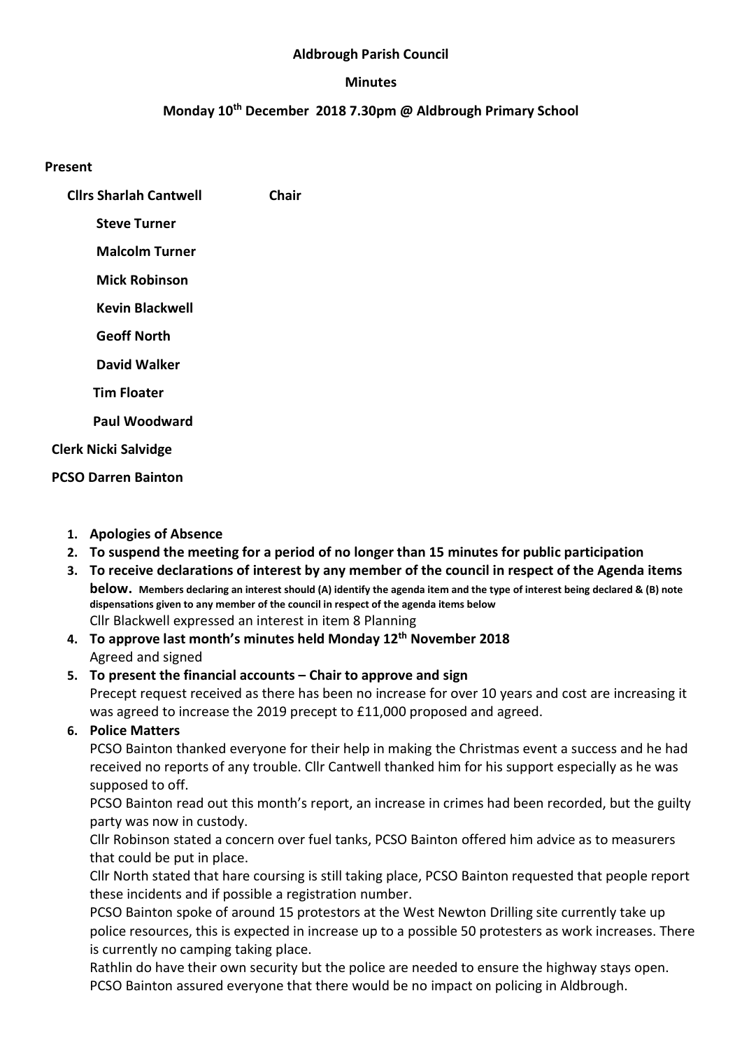**Aldbrough Parish Council**

**Minutes**

**Monday 10th December 2018 7.30pm @ Aldbrough Primary School**

**Present**

**Cllrs Sharlah Cantwell Chair**

**Steve Turner**

**Malcolm Turner**

**Mick Robinson**

**Kevin Blackwell**

**Geoff North**

**David Walker**

**Tim Floater**

**Paul Woodward**

**Clerk Nicki Salvidge**

**PCSO Darren Bainton**

1. **Apologies of Absence**
2. **To suspend the meeting for a period of no longer than 15 minutes for public participation**
3. **To receive declarations of interest by any member of the council in respect of the Agenda items below. Members declaring an interest should (A) identify the agenda item and the type of interest being declared & (B) note dispensations given to any member of the council in respect of the agenda items below**
   Cllr Blackwell expressed an interest in item 8 Planning
4. **To approve last month's minutes held Monday 12th November 2018**
   Agreed and signed
5. **To present the financial accounts – Chair to approve and sign**
   Precept request received as there has been no increase for over 10 years and cost are increasing it was agreed to increase the 2019 precept to £11,000 proposed and agreed.
6. **Police Matters**
   PCSO Bainton thanked everyone for their help in making the Christmas event a success and he had received no reports of any trouble. Cllr Cantwell thanked him for his support especially as he was supposed to off.
   PCSO Bainton read out this month's report, an increase in crimes had been recorded, but the guilty party was now in custody.
   Cllr Robinson stated a concern over fuel tanks, PCSO Bainton offered him advice as to measurers that could be put in place.
   Cllr North stated that hare coursing is still taking place, PCSO Bainton requested that people report these incidents and if possible a registration number.
   PCSO Bainton spoke of around 15 protestors at the West Newton Drilling site currently take up police resources, this is expected in increase up to a possible 50 protesters as work increases. There is currently no camping taking place.
   Rathlin do have their own security but the police are needed to ensure the highway stays open.
   PCSO Bainton assured everyone that there would be no impact on policing in Aldbrough.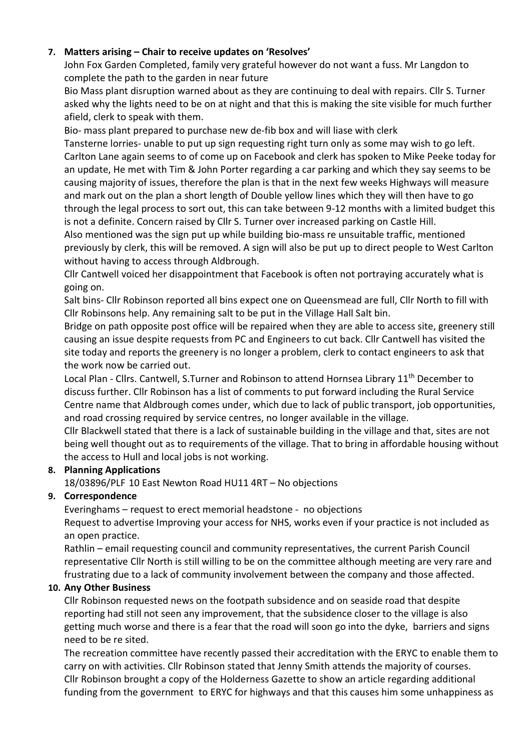7. **Matters arising – Chair to receive updates on 'Resolves'**

John Fox Garden Completed, family very grateful however do not want a fuss. Mr Langdon to complete the path to the garden in near future

Bio Mass plant disruption warned about as they are continuing to deal with repairs. Cllr S. Turner asked why the lights need to be on at night and that this is making the site visible for much further afield, clerk to speak with them.

Bio- mass plant prepared to purchase new de-fib box and will liase with clerk

Tansterne lorries- unable to put up sign requesting right turn only as some may wish to go left.

Carlton Lane again seems to of come up on Facebook and clerk has spoken to Mike Peeke today for an update, He met with Tim & John Porter regarding a car parking and which they say seems to be causing majority of issues, therefore the plan is that in the next few weeks Highways will measure and mark out on the plan a short length of Double yellow lines which they will then have to go through the legal process to sort out, this can take between 9-12 months with a limited budget this is not a definite. Concern raised by Cllr S. Turner over increased parking on Castle Hill.

Also mentioned was the sign put up while building bio-mass re unsuitable traffic, mentioned previously by clerk, this will be removed. A sign will also be put up to direct people to West Carlton without having to access through Aldbrough.

Cllr Cantwell voiced her disappointment that Facebook is often not portraying accurately what is going on.

Salt bins- Cllr Robinson reported all bins expect one on Queensmead are full, Cllr North to fill with Cllr Robinsons help. Any remaining salt to be put in the Village Hall Salt bin.

Bridge on path opposite post office will be repaired when they are able to access site, greenery still causing an issue despite requests from PC and Engineers to cut back. Cllr Cantwell has visited the site today and reports the greenery is no longer a problem, clerk to contact engineers to ask that the work now be carried out.

Local Plan - Cllrs. Cantwell, S.Turner and Robinson to attend Hornsea Library 11th December to discuss further. Cllr Robinson has a list of comments to put forward including the Rural Service Centre name that Aldbrough comes under, which due to lack of public transport, job opportunities, and road crossing required by service centres, no longer available in the village.

Cllr Blackwell stated that there is a lack of sustainable building in the village and that, sites are not being well thought out as to requirements of the village. That to bring in affordable housing without the access to Hull and local jobs is not working.

8. **Planning Applications**

18/03896/PLF 10 East Newton Road HU11 4RT – No objections

9. **Correspondence**

Everinghams – request to erect memorial headstone - no objections

Request to advertise Improving your access for NHS, works even if your practice is not included as an open practice.

Rathlin – email requesting council and community representatives, the current Parish Council representative Cllr North is still willing to be on the committee although meeting are very rare and frustrating due to a lack of community involvement between the company and those affected.

10. **Any Other Business**

Cllr Robinson requested news on the footpath subsidence and on seaside road that despite reporting had still not seen any improvement, that the subsidence closer to the village is also getting much worse and there is a fear that the road will soon go into the dyke, barriers and signs need to be re sited.

The recreation committee have recently passed their accreditation with the ERYC to enable them to carry on with activities. Cllr Robinson stated that Jenny Smith attends the majority of courses.

Cllr Robinson brought a copy of the Holderness Gazette to show an article regarding additional funding from the government to ERYC for highways and that this causes him some unhappiness as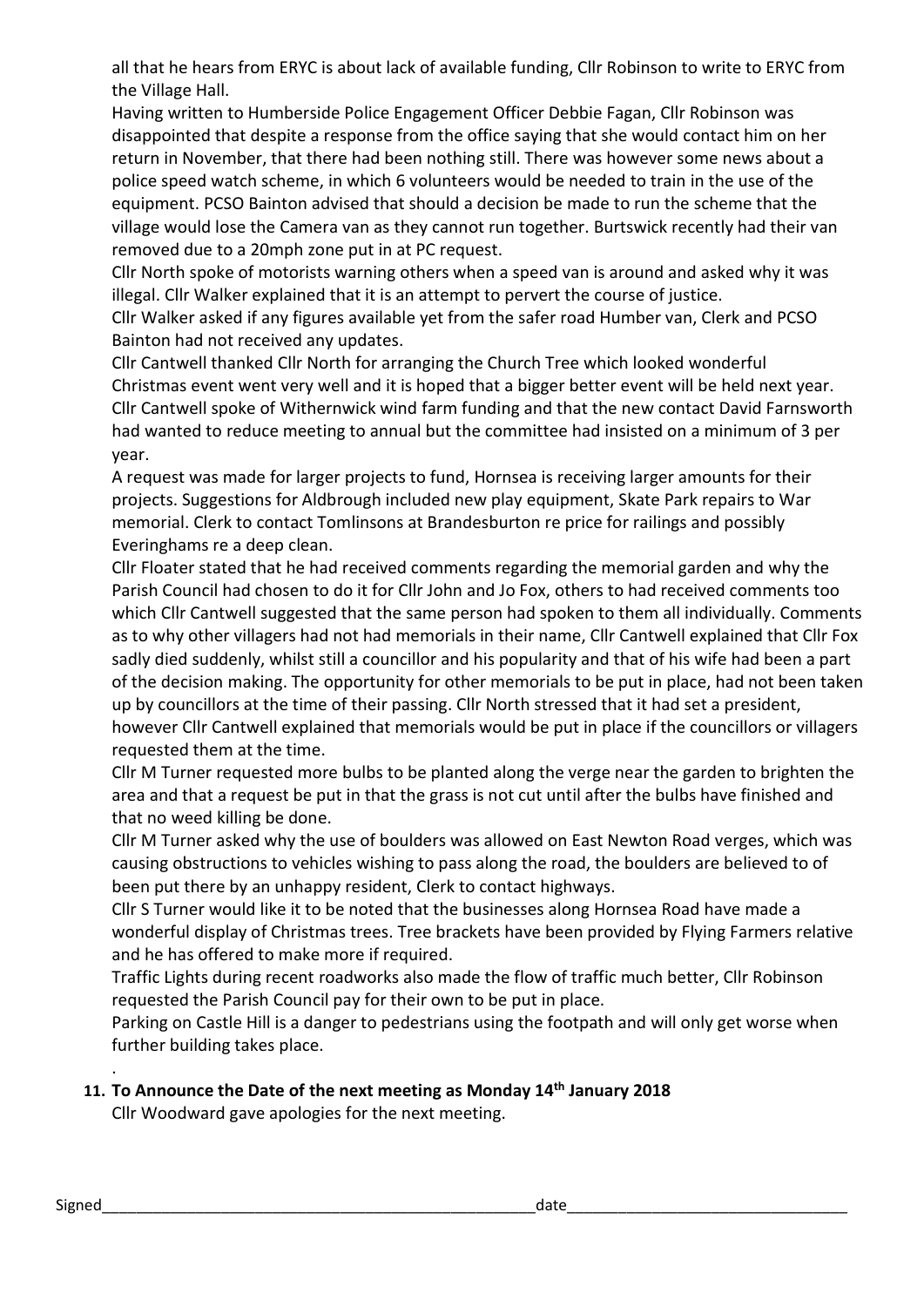all that he hears from ERYC is about lack of available funding, Cllr Robinson to write to ERYC from the Village Hall.

Having written to Humberside Police Engagement Officer Debbie Fagan, Cllr Robinson was disappointed that despite a response from the office saying that she would contact him on her return in November, that there had been nothing still. There was however some news about a police speed watch scheme, in which 6 volunteers would be needed to train in the use of the equipment. PCSO Bainton advised that should a decision be made to run the scheme that the village would lose the Camera van as they cannot run together. Burtswick recently had their van removed due to a 20mph zone put in at PC request.

Cllr North spoke of motorists warning others when a speed van is around and asked why it was illegal. Cllr Walker explained that it is an attempt to pervert the course of justice.

Cllr Walker asked if any figures available yet from the safer road Humber van, Clerk and PCSO Bainton had not received any updates.

Cllr Cantwell thanked Cllr North for arranging the Church Tree which looked wonderful Christmas event went very well and it is hoped that a bigger better event will be held next year.

Cllr Cantwell spoke of Withernwick wind farm funding and that the new contact David Farnsworth had wanted to reduce meeting to annual but the committee had insisted on a minimum of 3 per year.

A request was made for larger projects to fund, Hornsea is receiving larger amounts for their projects. Suggestions for Aldbrough included new play equipment, Skate Park repairs to War memorial. Clerk to contact Tomlinsons at Brandesburton re price for railings and possibly Everinghams re a deep clean.

Cllr Floater stated that he had received comments regarding the memorial garden and why the Parish Council had chosen to do it for Cllr John and Jo Fox, others to had received comments too which Cllr Cantwell suggested that the same person had spoken to them all individually. Comments as to why other villagers had not had memorials in their name, Cllr Cantwell explained that Cllr Fox sadly died suddenly, whilst still a councillor and his popularity and that of his wife had been a part of the decision making. The opportunity for other memorials to be put in place, had not been taken up by councillors at the time of their passing. Cllr North stressed that it had set a president, however Cllr Cantwell explained that memorials would be put in place if the councillors or villagers requested them at the time.

Cllr M Turner requested more bulbs to be planted along the verge near the garden to brighten the area and that a request be put in that the grass is not cut until after the bulbs have finished and that no weed killing be done.

Cllr M Turner asked why the use of boulders was allowed on East Newton Road verges, which was causing obstructions to vehicles wishing to pass along the road, the boulders are believed to of been put there by an unhappy resident, Clerk to contact highways.

Cllr S Turner would like it to be noted that the businesses along Hornsea Road have made a wonderful display of Christmas trees. Tree brackets have been provided by Flying Farmers relative and he has offered to make more if required.

Traffic Lights during recent roadworks also made the flow of traffic much better, Cllr Robinson requested the Parish Council pay for their own to be put in place.

Parking on Castle Hill is a danger to pedestrians using the footpath and will only get worse when further building takes place.

.

11. **To Announce the Date of the next meeting as Monday 14th January 2018**

Cllr Woodward gave apologies for the next meeting.

Signed\_\_\_\_\_\_\_\_\_\_\_\_\_\_\_\_\_\_\_\_\_\_\_\_\_\_\_\_\_\_\_\_\_\_\_\_\_\_\_\_\_\_\_\_\_\_\_\_ date\_\_\_\_\_\_\_\_\_\_\_\_\_\_\_\_\_\_\_\_\_\_\_\_\_\_\_\_\_\_\_\_